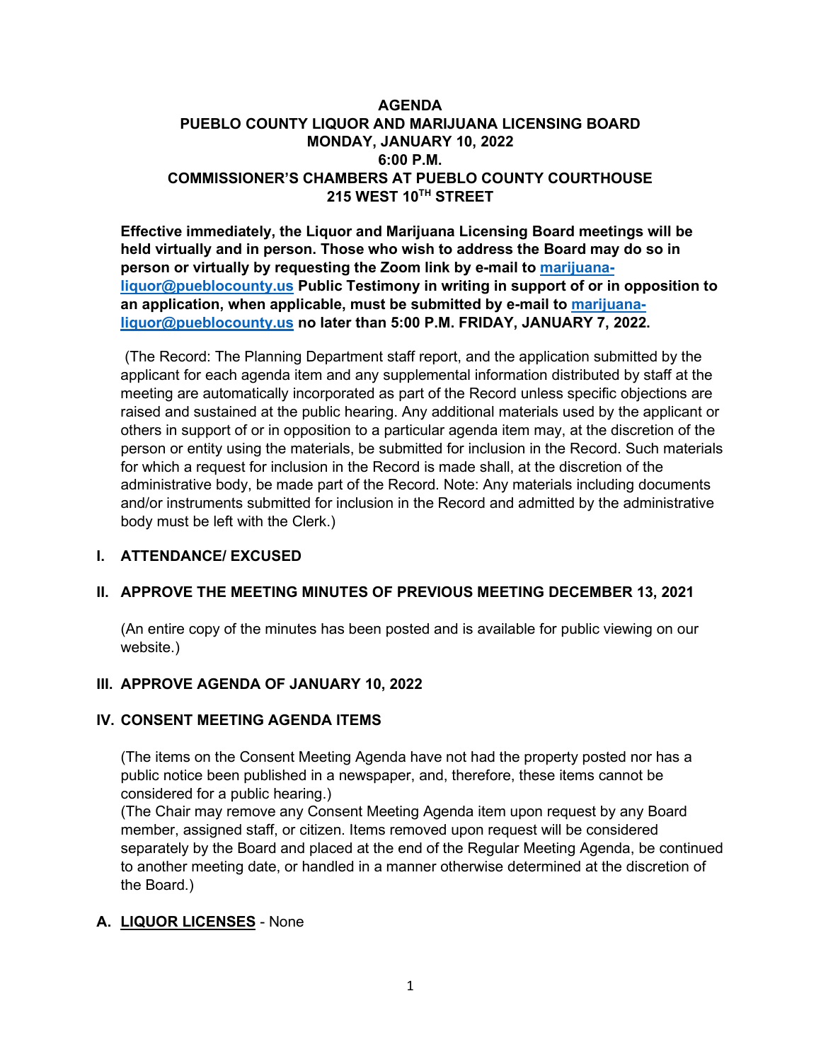# AGENDA
# PUEBLO COUNTY LIQUOR AND MARIJUANA LICENSING BOARD
## MONDAY, JANUARY 10, 2022
## 6:00 P.M.
## COMMISSIONER'S CHAMBERS AT PUEBLO COUNTY COURTHOUSE
## 215 WEST 10TH STREET

**Effective immediately, the Liquor and Marijuana Licensing Board meetings will be held virtually and in person. Those who wish to address the Board may do so in person or virtually by requesting the Zoom link by e-mail to [marijuana-liquor@pueblocounty.us](mailto:marijuana-liquor@pueblocounty.us) Public Testimony in writing in support of or in opposition to an application, when applicable, must be submitted by e-mail to [marijuana-liquor@pueblocounty.us](mailto:marijuana-liquor@pueblocounty.us) no later than 5:00 P.M. FRIDAY, JANUARY 7, 2022.**

(The Record: The Planning Department staff report, and the application submitted by the applicant for each agenda item and any supplemental information distributed by staff at the meeting are automatically incorporated as part of the Record unless specific objections are raised and sustained at the public hearing. Any additional materials used by the applicant or others in support of or in opposition to a particular agenda item may, at the discretion of the person or entity using the materials, be submitted for inclusion in the Record. Such materials for which a request for inclusion in the Record is made shall, at the discretion of the administrative body, be made part of the Record. Note: Any materials including documents and/or instruments submitted for inclusion in the Record and admitted by the administrative body must be left with the Clerk.)

### I. ATTENDANCE/ EXCUSED

### II. APPROVE THE MEETING MINUTES OF PREVIOUS MEETING DECEMBER 13, 2021

(An entire copy of the minutes has been posted and is available for public viewing on our website.)

### III. APPROVE AGENDA OF JANUARY 10, 2022

### IV. CONSENT MEETING AGENDA ITEMS

(The items on the Consent Meeting Agenda have not had the property posted nor has a public notice been published in a newspaper, and, therefore, these items cannot be considered for a public hearing.)
(The Chair may remove any Consent Meeting Agenda item upon request by any Board member, assigned staff, or citizen. Items removed upon request will be considered separately by the Board and placed at the end of the Regular Meeting Agenda, be continued to another meeting date, or handled in a manner otherwise determined at the discretion of the Board.)

### A. <u>LIQUOR LICENSES</u> - None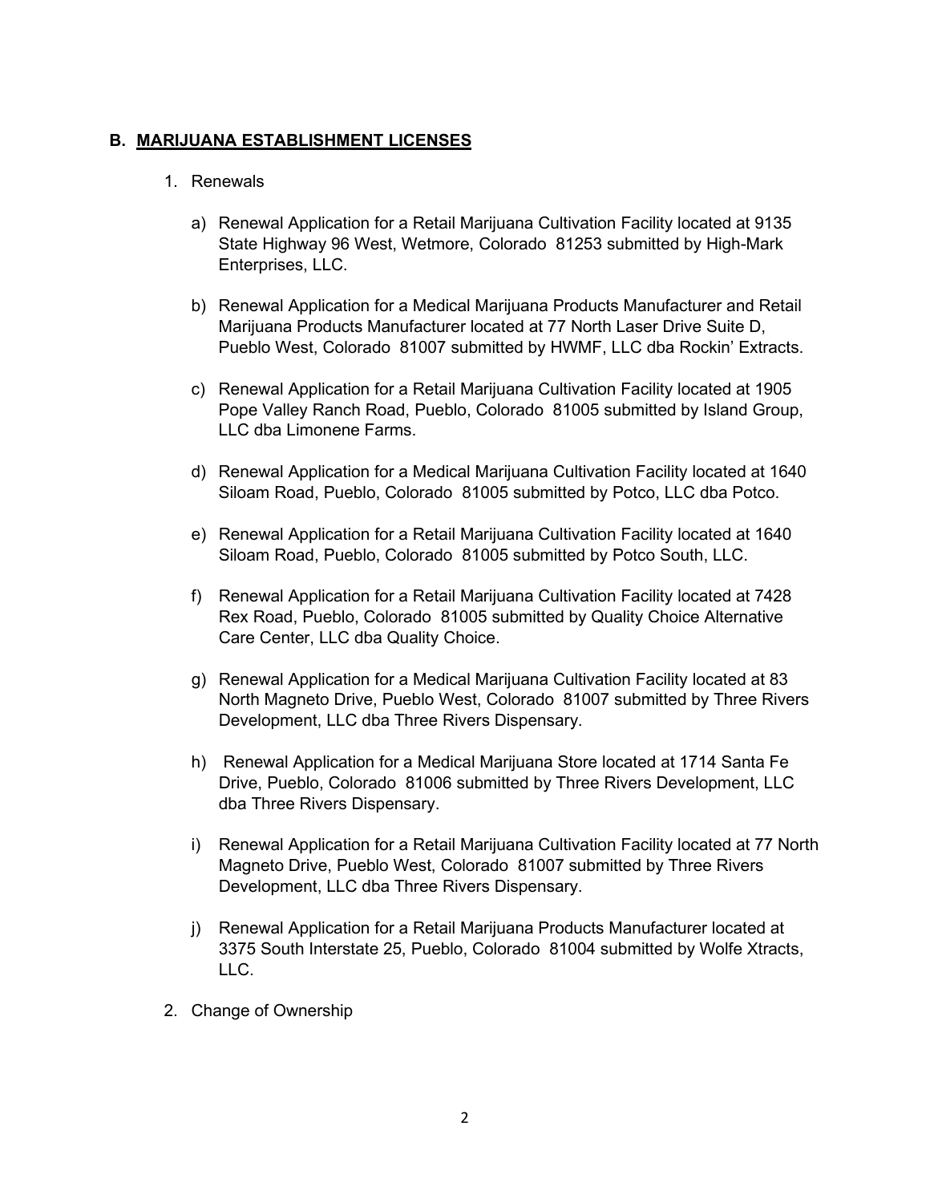## B. MARIJUANA ESTABLISHMENT LICENSES

1. Renewals

   a) Renewal Application for a Retail Marijuana Cultivation Facility located at 9135 State Highway 96 West, Wetmore, Colorado 81253 submitted by High-Mark Enterprises, LLC.

   b) Renewal Application for a Medical Marijuana Products Manufacturer and Retail Marijuana Products Manufacturer located at 77 North Laser Drive Suite D, Pueblo West, Colorado 81007 submitted by HWMF, LLC dba Rockin' Extracts.

   c) Renewal Application for a Retail Marijuana Cultivation Facility located at 1905 Pope Valley Ranch Road, Pueblo, Colorado 81005 submitted by Island Group, LLC dba Limonene Farms.

   d) Renewal Application for a Medical Marijuana Cultivation Facility located at 1640 Siloam Road, Pueblo, Colorado 81005 submitted by Potco, LLC dba Potco.

   e) Renewal Application for a Retail Marijuana Cultivation Facility located at 1640 Siloam Road, Pueblo, Colorado 81005 submitted by Potco South, LLC.

   f) Renewal Application for a Retail Marijuana Cultivation Facility located at 7428 Rex Road, Pueblo, Colorado 81005 submitted by Quality Choice Alternative Care Center, LLC dba Quality Choice.

   g) Renewal Application for a Medical Marijuana Cultivation Facility located at 83 North Magneto Drive, Pueblo West, Colorado 81007 submitted by Three Rivers Development, LLC dba Three Rivers Dispensary.

   h) Renewal Application for a Medical Marijuana Store located at 1714 Santa Fe Drive, Pueblo, Colorado 81006 submitted by Three Rivers Development, LLC dba Three Rivers Dispensary.

   i) Renewal Application for a Retail Marijuana Cultivation Facility located at 77 North Magneto Drive, Pueblo West, Colorado 81007 submitted by Three Rivers Development, LLC dba Three Rivers Dispensary.

   j) Renewal Application for a Retail Marijuana Products Manufacturer located at 3375 South Interstate 25, Pueblo, Colorado 81004 submitted by Wolfe Xtracts, LLC.

2. Change of Ownership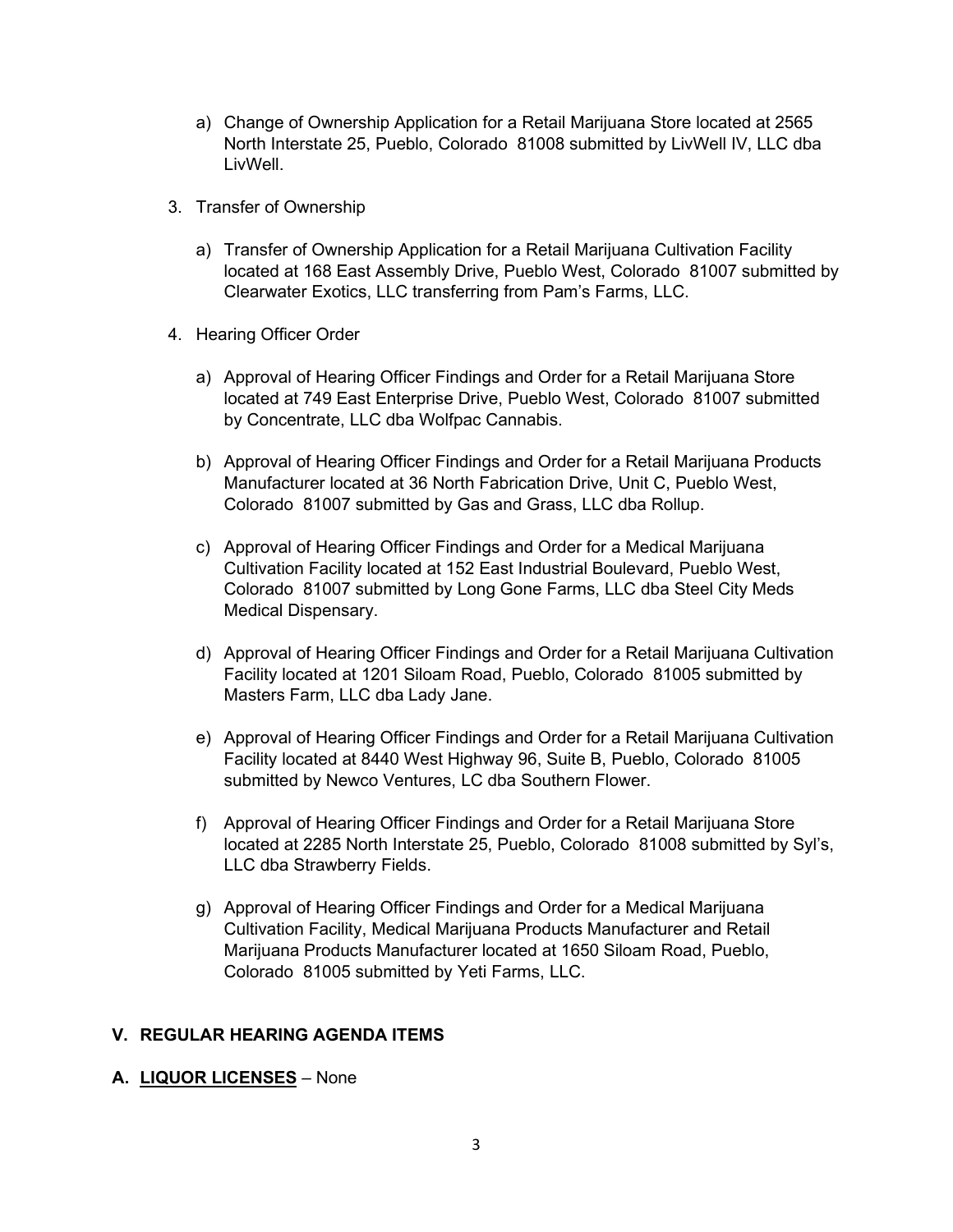a) Change of Ownership Application for a Retail Marijuana Store located at 2565 North Interstate 25, Pueblo, Colorado 81008 submitted by LivWell IV, LLC dba LivWell.

3. Transfer of Ownership

   a) Transfer of Ownership Application for a Retail Marijuana Cultivation Facility located at 168 East Assembly Drive, Pueblo West, Colorado 81007 submitted by Clearwater Exotics, LLC transferring from Pam's Farms, LLC.

4. Hearing Officer Order

   a) Approval of Hearing Officer Findings and Order for a Retail Marijuana Store located at 749 East Enterprise Drive, Pueblo West, Colorado 81007 submitted by Concentrate, LLC dba Wolfpac Cannabis.

   b) Approval of Hearing Officer Findings and Order for a Retail Marijuana Products Manufacturer located at 36 North Fabrication Drive, Unit C, Pueblo West, Colorado 81007 submitted by Gas and Grass, LLC dba Rollup.

   c) Approval of Hearing Officer Findings and Order for a Medical Marijuana Cultivation Facility located at 152 East Industrial Boulevard, Pueblo West, Colorado 81007 submitted by Long Gone Farms, LLC dba Steel City Meds Medical Dispensary.

   d) Approval of Hearing Officer Findings and Order for a Retail Marijuana Cultivation Facility located at 1201 Siloam Road, Pueblo, Colorado 81005 submitted by Masters Farm, LLC dba Lady Jane.

   e) Approval of Hearing Officer Findings and Order for a Retail Marijuana Cultivation Facility located at 8440 West Highway 96, Suite B, Pueblo, Colorado 81005 submitted by Newco Ventures, LC dba Southern Flower.

   f) Approval of Hearing Officer Findings and Order for a Retail Marijuana Store located at 2285 North Interstate 25, Pueblo, Colorado 81008 submitted by Syl's, LLC dba Strawberry Fields.

   g) Approval of Hearing Officer Findings and Order for a Medical Marijuana Cultivation Facility, Medical Marijuana Products Manufacturer and Retail Marijuana Products Manufacturer located at 1650 Siloam Road, Pueblo, Colorado 81005 submitted by Yeti Farms, LLC.

## V. REGULAR HEARING AGENDA ITEMS

**A. <u>LIQUOR LICENSES</u>** – None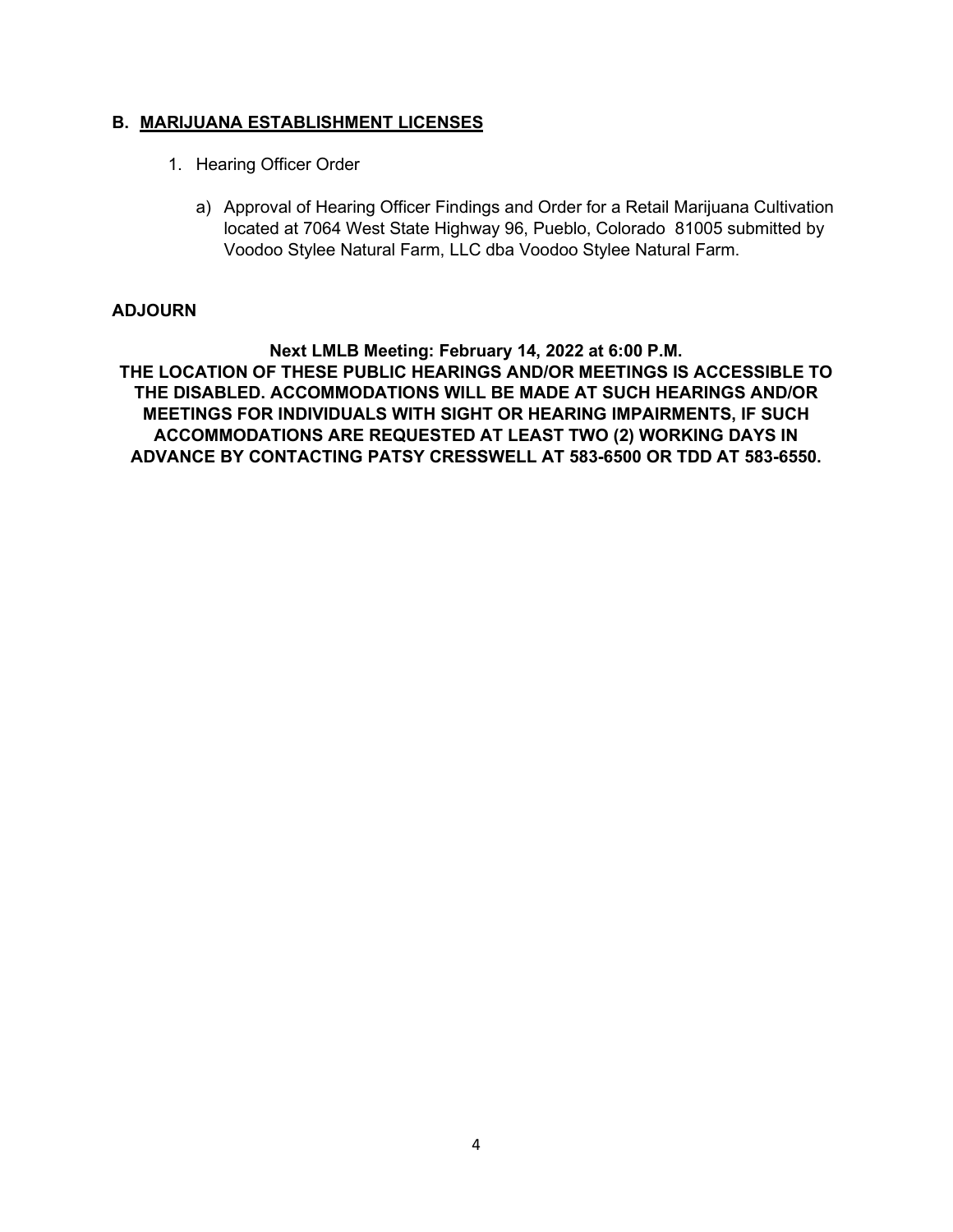## B. MARIJUANA ESTABLISHMENT LICENSES

1. Hearing Officer Order

   a) Approval of Hearing Officer Findings and Order for a Retail Marijuana Cultivation located at 7064 West State Highway 96, Pueblo, Colorado 81005 submitted by Voodoo Stylee Natural Farm, LLC dba Voodoo Stylee Natural Farm.

## ADJOURN

**Next LMLB Meeting: February 14, 2022 at 6:00 P.M.**
**THE LOCATION OF THESE PUBLIC HEARINGS AND/OR MEETINGS IS ACCESSIBLE TO THE DISABLED. ACCOMMODATIONS WILL BE MADE AT SUCH HEARINGS AND/OR MEETINGS FOR INDIVIDUALS WITH SIGHT OR HEARING IMPAIRMENTS, IF SUCH ACCOMMODATIONS ARE REQUESTED AT LEAST TWO (2) WORKING DAYS IN ADVANCE BY CONTACTING PATSY CRESSWELL AT 583-6500 OR TDD AT 583-6550.**